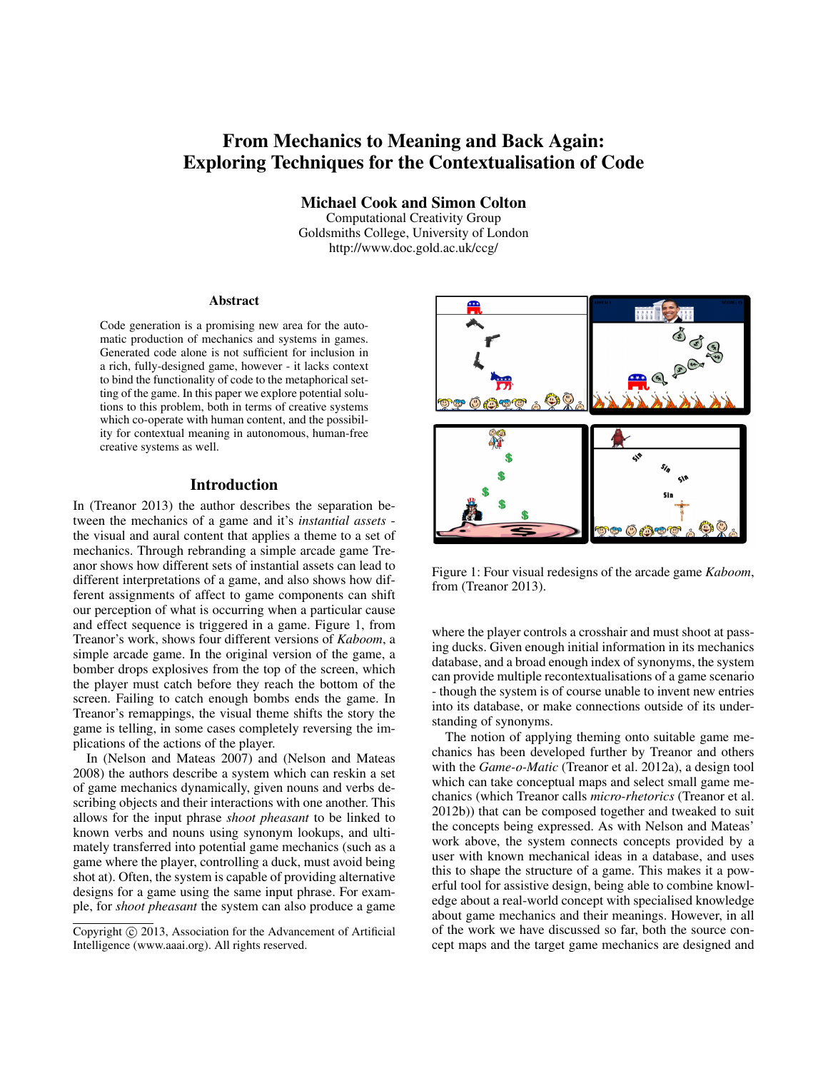# From Mechanics to Meaning and Back Again: Exploring Techniques for the Contextualisation of Code

**Michael Cook and Simon Colton**

Computational Creativity Group
Goldsmiths College, University of London
http://www.doc.gold.ac.uk/ccg/

## Abstract

Code generation is a promising new area for the automatic production of mechanics and systems in games. Generated code alone is not sufficient for inclusion in a rich, fully-designed game, however - it lacks context to bind the functionality of code to the metaphorical setting of the game. In this paper we explore potential solutions to this problem, both in terms of creative systems which co-operate with human content, and the possibility for contextual meaning in autonomous, human-free creative systems as well.

## Introduction

In (Treanor 2013) the author describes the separation between the mechanics of a game and it's *instantial assets* - the visual and aural content that applies a theme to a set of mechanics. Through rebranding a simple arcade game Treanor shows how different sets of instantial assets can lead to different interpretations of a game, and also shows how different assignments of affect to game components can shift our perception of what is occurring when a particular cause and effect sequence is triggered in a game. Figure 1, from Treanor's work, shows four different versions of *Kaboom*, a simple arcade game. In the original version of the game, a bomber drops explosives from the top of the screen, which the player must catch before they reach the bottom of the screen. Failing to catch enough bombs ends the game. In Treanor's remappings, the visual theme shifts the story the game is telling, in some cases completely reversing the implications of the actions of the player.

Figure 1: Four visual redesigns of the arcade game *Kaboom*, from (Treanor 2013).

In (Nelson and Mateas 2007) and (Nelson and Mateas 2008) the authors describe a system which can reskin a set of game mechanics dynamically, given nouns and verbs describing objects and their interactions with one another. This allows for the input phrase *shoot pheasant* to be linked to known verbs and nouns using synonym lookups, and ultimately transferred into potential game mechanics (such as a game where the player, controlling a duck, must avoid being shot at). Often, the system is capable of providing alternative designs for a game using the same input phrase. For example, for *shoot pheasant* the system can also produce a game where the player controls a crosshair and must shoot at passing ducks. Given enough initial information in its mechanics database, and a broad enough index of synonyms, the system can provide multiple recontextualisations of a game scenario - though the system is of course unable to invent new entries into its database, or make connections outside of its understanding of synonyms.

The notion of applying theming onto suitable game mechanics has been developed further by Treanor and others with the *Game-o-Matic* (Treanor et al. 2012a), a design tool which can take conceptual maps and select small game mechanics (which Treanor calls *micro-rhetorics* (Treanor et al. 2012b)) that can be composed together and tweaked to suit the concepts being expressed. As with Nelson and Mateas' work above, the system connects concepts provided by a user with known mechanical ideas in a database, and uses this to shape the structure of a game. This makes it a powerful tool for assistive design, being able to combine knowledge about a real-world concept with specialised knowledge about game mechanics and their meanings. However, in all of the work we have discussed so far, both the source concept maps and the target game mechanics are designed and

Copyright © 2013, Association for the Advancement of Artificial Intelligence (www.aaai.org). All rights reserved.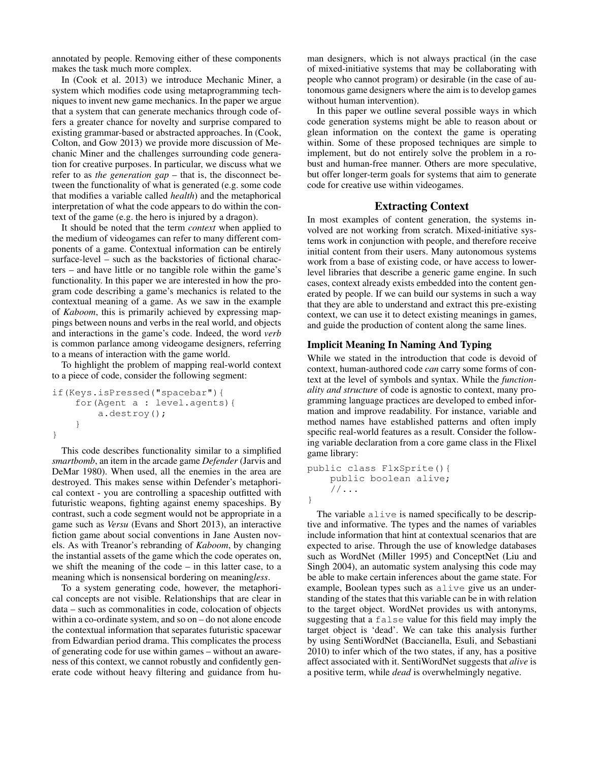annotated by people. Removing either of these components makes the task much more complex.

In (Cook et al. 2013) we introduce Mechanic Miner, a system which modifies code using metaprogramming techniques to invent new game mechanics. In the paper we argue that a system that can generate mechanics through code offers a greater chance for novelty and surprise compared to existing grammar-based or abstracted approaches. In (Cook, Colton, and Gow 2013) we provide more discussion of Mechanic Miner and the challenges surrounding code generation for creative purposes. In particular, we discuss what we refer to as *the generation gap* – that is, the disconnect between the functionality of what is generated (e.g. some code that modifies a variable called *health*) and the metaphorical interpretation of what the code appears to do within the context of the game (e.g. the hero is injured by a dragon).

It should be noted that the term *context* when applied to the medium of videogames can refer to many different components of a game. Contextual information can be entirely surface-level – such as the backstories of fictional characters – and have little or no tangible role within the game's functionality. In this paper we are interested in how the program code describing a game's mechanics is related to the contextual meaning of a game. As we saw in the example of *Kaboom*, this is primarily achieved by expressing mappings between nouns and verbs in the real world, and objects and interactions in the game's code. Indeed, the word *verb* is common parlance among videogame designers, referring to a means of interaction with the game world.

To highlight the problem of mapping real-world context to a piece of code, consider the following segment:

```
if(Keys.isPressed("spacebar"){
    for(Agent a : level.agents){
        a.destroy();
    }
}
```

This code describes functionality similar to a simplified *smartbomb*, an item in the arcade game *Defender* (Jarvis and DeMar 1980). When used, all the enemies in the area are destroyed. This makes sense within Defender's metaphorical context - you are controlling a spaceship outfitted with futuristic weapons, fighting against enemy spaceships. By contrast, such a code segment would not be appropriate in a game such as *Versu* (Evans and Short 2013), an interactive fiction game about social conventions in Jane Austen novels. As with Treanor's rebranding of *Kaboom*, by changing the instantial assets of the game which the code operates on, we shift the meaning of the code – in this latter case, to a meaning which is nonsensical bordering on meaning*less*.

To a system generating code, however, the metaphorical concepts are not visible. Relationships that are clear in data – such as commonalities in code, colocation of objects within a co-ordinate system, and so on – do not alone encode the contextual information that separates futuristic spacewar from Edwardian period drama. This complicates the process of generating code for use within games – without an awareness of this context, we cannot robustly and confidently generate code without heavy filtering and guidance from human designers, which is not always practical (in the case of mixed-initiative systems that may be collaborating with people who cannot program) or desirable (in the case of autonomous game designers where the aim is to develop games without human intervention).

In this paper we outline several possible ways in which code generation systems might be able to reason about or glean information on the context the game is operating within. Some of these proposed techniques are simple to implement, but do not entirely solve the problem in a robust and human-free manner. Others are more speculative, but offer longer-term goals for systems that aim to generate code for creative use within videogames.

## Extracting Context

In most examples of content generation, the systems involved are not working from scratch. Mixed-initiative systems work in conjunction with people, and therefore receive initial content from their users. Many autonomous systems work from a base of existing code, or have access to lower-level libraries that describe a generic game engine. In such cases, context already exists embedded into the content generated by people. If we can build our systems in such a way that they are able to understand and extract this pre-existing context, we can use it to detect existing meanings in games, and guide the production of content along the same lines.

### Implicit Meaning In Naming And Typing

While we stated in the introduction that code is devoid of context, human-authored code *can* carry some forms of context at the level of symbols and syntax. While the *functionality and structure* of code is agnostic to context, many programming language practices are developed to embed information and improve readability. For instance, variable and method names have established patterns and often imply specific real-world features as a result. Consider the following variable declaration from a core game class in the Flixel game library:

```
public class FlxSprite(){
    public boolean alive;
    //...
}
```

The variable `alive` is named specifically to be descriptive and informative. The types and the names of variables include information that hint at contextual scenarios that are expected to arise. Through the use of knowledge databases such as WordNet (Miller 1995) and ConceptNet (Liu and Singh 2004), an automatic system analysing this code may be able to make certain inferences about the game state. For example, Boolean types such as `alive` give us an understanding of the states that this variable can be in with relation to the target object. WordNet provides us with antonyms, suggesting that a `false` value for this field may imply the target object is 'dead'. We can take this analysis further by using SentiWordNet (Baccianella, Esuli, and Sebastiani 2010) to infer which of the two states, if any, has a positive affect associated with it. SentiWordNet suggests that *alive* is a positive term, while *dead* is overwhelmingly negative.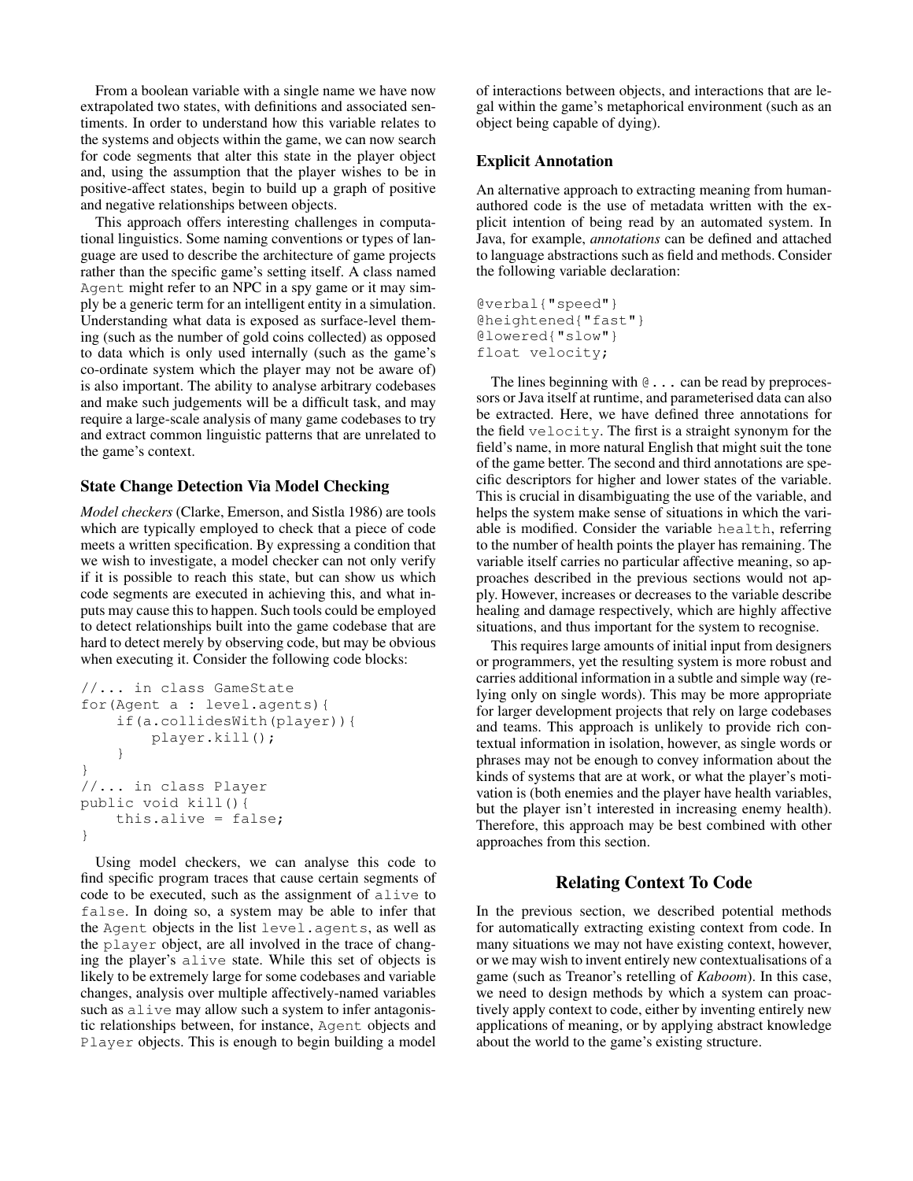From a boolean variable with a single name we have now extrapolated two states, with definitions and associated sentiments. In order to understand how this variable relates to the systems and objects within the game, we can now search for code segments that alter this state in the player object and, using the assumption that the player wishes to be in positive-affect states, begin to build up a graph of positive and negative relationships between objects.

This approach offers interesting challenges in computational linguistics. Some naming conventions or types of language are used to describe the architecture of game projects rather than the specific game's setting itself. A class named `Agent` might refer to an NPC in a spy game or it may simply be a generic term for an intelligent entity in a simulation. Understanding what data is exposed as surface-level theming (such as the number of gold coins collected) as opposed to data which is only used internally (such as the game's co-ordinate system which the player may not be aware of) is also important. The ability to analyse arbitrary codebases and make such judgements will be a difficult task, and may require a large-scale analysis of many game codebases to try and extract common linguistic patterns that are unrelated to the game's context.

### State Change Detection Via Model Checking

*Model checkers* (Clarke, Emerson, and Sistla 1986) are tools which are typically employed to check that a piece of code meets a written specification. By expressing a condition that we wish to investigate, a model checker can not only verify if it is possible to reach this state, but can show us which code segments are executed in achieving this, and what inputs may cause this to happen. Such tools could be employed to detect relationships built into the game codebase that are hard to detect merely by observing code, but may be obvious when executing it. Consider the following code blocks:

```
//... in class GameState
for(Agent a : level.agents){
    if(a.collidesWith(player)){
        player.kill();
    }
}
//... in class Player
public void kill(){
    this.alive = false;
}
```

Using model checkers, we can analyse this code to find specific program traces that cause certain segments of code to be executed, such as the assignment of `alive` to `false`. In doing so, a system may be able to infer that the `Agent` objects in the list `level.agents`, as well as the `player` object, are all involved in the trace of changing the player's `alive` state. While this set of objects is likely to be extremely large for some codebases and variable changes, analysis over multiple affectively-named variables such as `alive` may allow such a system to infer antagonistic relationships between, for instance, `Agent` objects and `Player` objects. This is enough to begin building a model of interactions between objects, and interactions that are legal within the game's metaphorical environment (such as an object being capable of dying).

### Explicit Annotation

An alternative approach to extracting meaning from human-authored code is the use of metadata written with the explicit intention of being read by an automated system. In Java, for example, *annotations* can be defined and attached to language abstractions such as field and methods. Consider the following variable declaration:

```
@verbal{"speed"}
@heightened{"fast"}
@lowered{"slow"}
float velocity;
```

The lines beginning with `@...` can be read by preprocessors or Java itself at runtime, and parameterised data can also be extracted. Here, we have defined three annotations for the field `velocity`. The first is a straight synonym for the field's name, in more natural English that might suit the tone of the game better. The second and third annotations are specific descriptors for higher and lower states of the variable. This is crucial in disambiguating the use of the variable, and helps the system make sense of situations in which the variable is modified. Consider the variable `health`, referring to the number of health points the player has remaining. The variable itself carries no particular affective meaning, so approaches described in the previous sections would not apply. However, increases or decreases to the variable describe healing and damage respectively, which are highly affective situations, and thus important for the system to recognise.

This requires large amounts of initial input from designers or programmers, yet the resulting system is more robust and carries additional information in a subtle and simple way (relying only on single words). This may be more appropriate for larger development projects that rely on large codebases and teams. This approach is unlikely to provide rich contextual information in isolation, however, as single words or phrases may not be enough to convey information about the kinds of systems that are at work, or what the player's motivation is (both enemies and the player have health variables, but the player isn't interested in increasing enemy health). Therefore, this approach may be best combined with other approaches from this section.

## Relating Context To Code

In the previous section, we described potential methods for automatically extracting existing context from code. In many situations we may not have existing context, however, or we may wish to invent entirely new contextualisations of a game (such as Treanor's retelling of *Kaboom*). In this case, we need to design methods by which a system can proactively apply context to code, either by inventing entirely new applications of meaning, or by applying abstract knowledge about the world to the game's existing structure.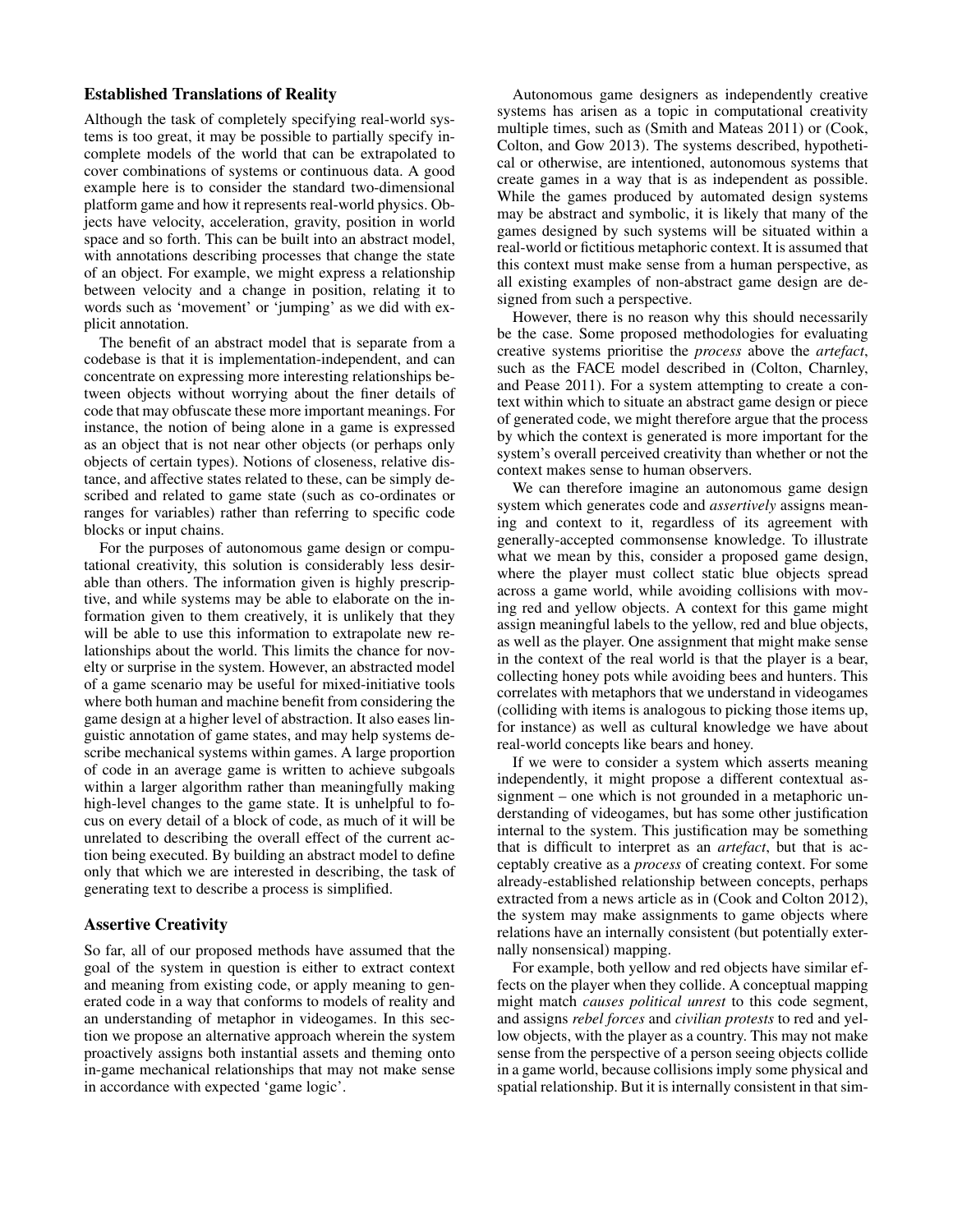## Established Translations of Reality

Although the task of completely specifying real-world systems is too great, it may be possible to partially specify incomplete models of the world that can be extrapolated to cover combinations of systems or continuous data. A good example here is to consider the standard two-dimensional platform game and how it represents real-world physics. Objects have velocity, acceleration, gravity, position in world space and so forth. This can be built into an abstract model, with annotations describing processes that change the state of an object. For example, we might express a relationship between velocity and a change in position, relating it to words such as 'movement' or 'jumping' as we did with explicit annotation.

The benefit of an abstract model that is separate from a codebase is that it is implementation-independent, and can concentrate on expressing more interesting relationships between objects without worrying about the finer details of code that may obfuscate these more important meanings. For instance, the notion of being alone in a game is expressed as an object that is not near other objects (or perhaps only objects of certain types). Notions of closeness, relative distance, and affective states related to these, can be simply described and related to game state (such as co-ordinates or ranges for variables) rather than referring to specific code blocks or input chains.

For the purposes of autonomous game design or computational creativity, this solution is considerably less desirable than others. The information given is highly prescriptive, and while systems may be able to elaborate on the information given to them creatively, it is unlikely that they will be able to use this information to extrapolate new relationships about the world. This limits the chance for novelty or surprise in the system. However, an abstracted model of a game scenario may be useful for mixed-initiative tools where both human and machine benefit from considering the game design at a higher level of abstraction. It also eases linguistic annotation of game states, and may help systems describe mechanical systems within games. A large proportion of code in an average game is written to achieve subgoals within a larger algorithm rather than meaningfully making high-level changes to the game state. It is unhelpful to focus on every detail of a block of code, as much of it will be unrelated to describing the overall effect of the current action being executed. By building an abstract model to define only that which we are interested in describing, the task of generating text to describe a process is simplified.

## Assertive Creativity

So far, all of our proposed methods have assumed that the goal of the system in question is either to extract context and meaning from existing code, or apply meaning to generated code in a way that conforms to models of reality and an understanding of metaphor in videogames. In this section we propose an alternative approach wherein the system proactively assigns both instantial assets and theming onto in-game mechanical relationships that may not make sense in accordance with expected 'game logic'.

Autonomous game designers as independently creative systems has arisen as a topic in computational creativity multiple times, such as (Smith and Mateas 2011) or (Cook, Colton, and Gow 2013). The systems described, hypothetical or otherwise, are intentioned, autonomous systems that create games in a way that is as independent as possible. While the games produced by automated design systems may be abstract and symbolic, it is likely that many of the games designed by such systems will be situated within a real-world or fictitious metaphoric context. It is assumed that this context must make sense from a human perspective, as all existing examples of non-abstract game design are designed from such a perspective.

However, there is no reason why this should necessarily be the case. Some proposed methodologies for evaluating creative systems prioritise the *process* above the *artefact*, such as the FACE model described in (Colton, Charnley, and Pease 2011). For a system attempting to create a context within which to situate an abstract game design or piece of generated code, we might therefore argue that the process by which the context is generated is more important for the system's overall perceived creativity than whether or not the context makes sense to human observers.

We can therefore imagine an autonomous game design system which generates code and *assertively* assigns meaning and context to it, regardless of its agreement with generally-accepted commonsense knowledge. To illustrate what we mean by this, consider a proposed game design, where the player must collect static blue objects spread across a game world, while avoiding collisions with moving red and yellow objects. A context for this game might assign meaningful labels to the yellow, red and blue objects, as well as the player. One assignment that might make sense in the context of the real world is that the player is a bear, collecting honey pots while avoiding bees and hunters. This correlates with metaphors that we understand in videogames (colliding with items is analogous to picking those items up, for instance) as well as cultural knowledge we have about real-world concepts like bears and honey.

If we were to consider a system which asserts meaning independently, it might propose a different contextual assignment – one which is not grounded in a metaphoric understanding of videogames, but has some other justification internal to the system. This justification may be something that is difficult to interpret as an *artefact*, but that is acceptably creative as a *process* of creating context. For some already-established relationship between concepts, perhaps extracted from a news article as in (Cook and Colton 2012), the system may make assignments to game objects where relations have an internally consistent (but potentially externally nonsensical) mapping.

For example, both yellow and red objects have similar effects on the player when they collide. A conceptual mapping might match *causes political unrest* to this code segment, and assigns *rebel forces* and *civilian protests* to red and yellow objects, with the player as a country. This may not make sense from the perspective of a person seeing objects collide in a game world, because collisions imply some physical and spatial relationship. But it is internally consistent in that sim-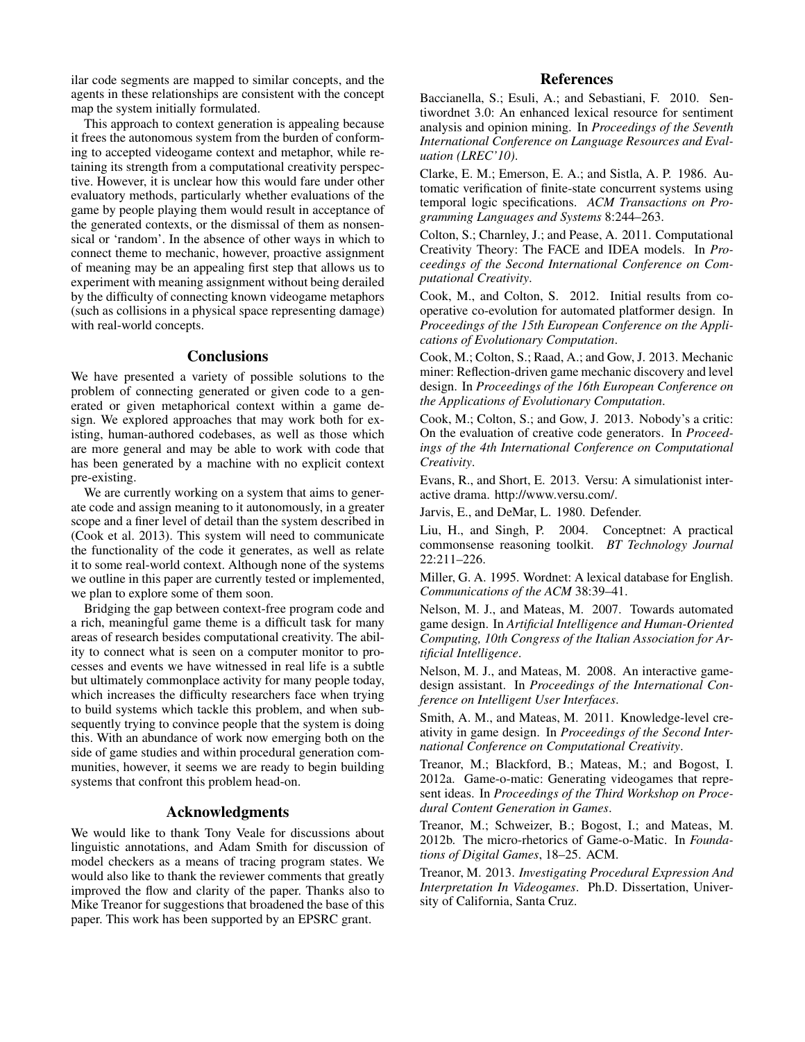ilar code segments are mapped to similar concepts, and the agents in these relationships are consistent with the concept map the system initially formulated.

This approach to context generation is appealing because it frees the autonomous system from the burden of conforming to accepted videogame context and metaphor, while retaining its strength from a computational creativity perspective. However, it is unclear how this would fare under other evaluatory methods, particularly whether evaluations of the game by people playing them would result in acceptance of the generated contexts, or the dismissal of them as nonsensical or 'random'. In the absence of other ways in which to connect theme to mechanic, however, proactive assignment of meaning may be an appealing first step that allows us to experiment with meaning assignment without being derailed by the difficulty of connecting known videogame metaphors (such as collisions in a physical space representing damage) with real-world concepts.

## Conclusions

We have presented a variety of possible solutions to the problem of connecting generated or given code to a generated or given metaphorical context within a game design. We explored approaches that may work both for existing, human-authored codebases, as well as those which are more general and may be able to work with code that has been generated by a machine with no explicit context pre-existing.

We are currently working on a system that aims to generate code and assign meaning to it autonomously, in a greater scope and a finer level of detail than the system described in (Cook et al. 2013). This system will need to communicate the functionality of the code it generates, as well as relate it to some real-world context. Although none of the systems we outline in this paper are currently tested or implemented, we plan to explore some of them soon.

Bridging the gap between context-free program code and a rich, meaningful game theme is a difficult task for many areas of research besides computational creativity. The ability to connect what is seen on a computer monitor to processes and events we have witnessed in real life is a subtle but ultimately commonplace activity for many people today, which increases the difficulty researchers face when trying to build systems which tackle this problem, and when subsequently trying to convince people that the system is doing this. With an abundance of work now emerging both on the side of game studies and within procedural generation communities, however, it seems we are ready to begin building systems that confront this problem head-on.

## Acknowledgments

We would like to thank Tony Veale for discussions about linguistic annotations, and Adam Smith for discussion of model checkers as a means of tracing program states. We would also like to thank the reviewer comments that greatly improved the flow and clarity of the paper. Thanks also to Mike Treanor for suggestions that broadened the base of this paper. This work has been supported by an EPSRC grant.

## References

Baccianella, S.; Esuli, A.; and Sebastiani, F. 2010. Sentiwordnet 3.0: An enhanced lexical resource for sentiment analysis and opinion mining. In *Proceedings of the Seventh International Conference on Language Resources and Evaluation (LREC'10)*.

Clarke, E. M.; Emerson, E. A.; and Sistla, A. P. 1986. Automatic verification of finite-state concurrent systems using temporal logic specifications. *ACM Transactions on Programming Languages and Systems* 8:244–263.

Colton, S.; Charnley, J.; and Pease, A. 2011. Computational Creativity Theory: The FACE and IDEA models. In *Proceedings of the Second International Conference on Computational Creativity*.

Cook, M., and Colton, S. 2012. Initial results from cooperative co-evolution for automated platformer design. In *Proceedings of the 15th European Conference on the Applications of Evolutionary Computation*.

Cook, M.; Colton, S.; Raad, A.; and Gow, J. 2013. Mechanic miner: Reflection-driven game mechanic discovery and level design. In *Proceedings of the 16th European Conference on the Applications of Evolutionary Computation*.

Cook, M.; Colton, S.; and Gow, J. 2013. Nobody's a critic: On the evaluation of creative code generators. In *Proceedings of the 4th International Conference on Computational Creativity*.

Evans, R., and Short, E. 2013. Versu: A simulationist interactive drama. http://www.versu.com/.

Jarvis, E., and DeMar, L. 1980. Defender.

Liu, H., and Singh, P. 2004. Conceptnet: A practical commonsense reasoning toolkit. *BT Technology Journal* 22:211–226.

Miller, G. A. 1995. Wordnet: A lexical database for English. *Communications of the ACM* 38:39–41.

Nelson, M. J., and Mateas, M. 2007. Towards automated game design. In *Artificial Intelligence and Human-Oriented Computing, 10th Congress of the Italian Association for Artificial Intelligence*.

Nelson, M. J., and Mateas, M. 2008. An interactive game-design assistant. In *Proceedings of the International Conference on Intelligent User Interfaces*.

Smith, A. M., and Mateas, M. 2011. Knowledge-level creativity in game design. In *Proceedings of the Second International Conference on Computational Creativity*.

Treanor, M.; Blackford, B.; Mateas, M.; and Bogost, I. 2012a. Game-o-matic: Generating videogames that represent ideas. In *Proceedings of the Third Workshop on Procedural Content Generation in Games*.

Treanor, M.; Schweizer, B.; Bogost, I.; and Mateas, M. 2012b. The micro-rhetorics of Game-o-Matic. In *Foundations of Digital Games*, 18–25. ACM.

Treanor, M. 2013. *Investigating Procedural Expression And Interpretation In Videogames*. Ph.D. Dissertation, University of California, Santa Cruz.